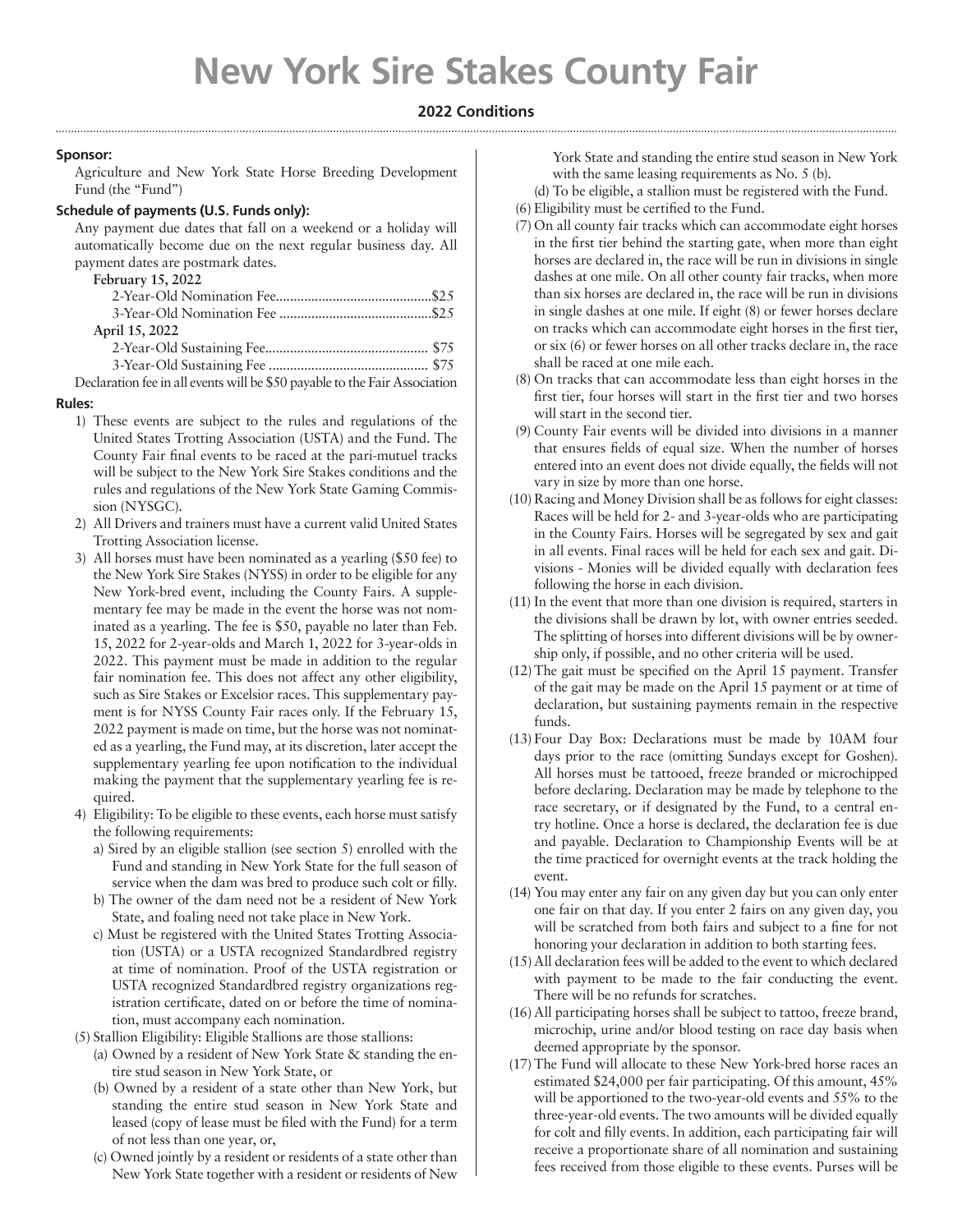# New York Sire Stakes County Fair

**2022 Conditions**

**Sponsor:**

Agriculture and New York State Horse Breeding Development Fund (the "Fund")

**Schedule of payments (U.S. Funds only):**

Any payment due dates that fall on a weekend or a holiday will automatically become due on the next regular business day. All payment dates are postmark dates.

**February 15, 2022**

| | |
|---|---|
| 2-Year-Old Nomination Fee | $25 |
| 3-Year-Old Nomination Fee | $25 |

**April 15, 2022**

| | |
|---|---|
| 2-Year-Old Sustaining Fee | $75 |
| 3-Year-Old Sustaining Fee | $75 |

Declaration fee in all events will be $50 payable to the Fair Association

**Rules:**

1) These events are subject to the rules and regulations of the United States Trotting Association (USTA) and the Fund. The County Fair final events to be raced at the pari-mutuel tracks will be subject to the New York Sire Stakes conditions and the rules and regulations of the New York State Gaming Commission (NYSGC).

2) All Drivers and trainers must have a current valid United States Trotting Association license.

3) All horses must have been nominated as a yearling ($50 fee) to the New York Sire Stakes (NYSS) in order to be eligible for any New York-bred event, including the County Fairs. A supplementary fee may be made in the event the horse was not nominated as a yearling. The fee is $50, payable no later than Feb. 15, 2022 for 2-year-olds and March 1, 2022 for 3-year-olds in 2022. This payment must be made in addition to the regular fair nomination fee. This does not affect any other eligibility, such as Sire Stakes or Excelsior races. This supplementary payment is for NYSS County Fair races only. If the February 15, 2022 payment is made on time, but the horse was not nominated as a yearling, the Fund may, at its discretion, later accept the supplementary yearling fee upon notification to the individual making the payment that the supplementary yearling fee is required.

4) Eligibility: To be eligible to these events, each horse must satisfy the following requirements:

   a) Sired by an eligible stallion (see section 5) enrolled with the Fund and standing in New York State for the full season of service when the dam was bred to produce such colt or filly.

   b) The owner of the dam need not be a resident of New York State, and foaling need not take place in New York.

   c) Must be registered with the United States Trotting Association (USTA) or a USTA recognized Standardbred registry at time of nomination. Proof of the USTA registration or USTA recognized Standardbred registry organizations registration certificate, dated on or before the time of nomination, must accompany each nomination.

(5) Stallion Eligibility: Eligible Stallions are those stallions:

   (a) Owned by a resident of New York State & standing the entire stud season in New York State, or

   (b) Owned by a resident of a state other than New York, but standing the entire stud season in New York State and leased (copy of lease must be filed with the Fund) for a term of not less than one year, or,

   (c) Owned jointly by a resident or residents of a state other than New York State together with a resident or residents of New York State and standing the entire stud season in New York with the same leasing requirements as No. 5 (b).

   (d) To be eligible, a stallion must be registered with the Fund.

(6) Eligibility must be certified to the Fund.

(7) On all county fair tracks which can accommodate eight horses in the first tier behind the starting gate, when more than eight horses are declared in, the race will be run in divisions in single dashes at one mile. On all other county fair tracks, when more than six horses are declared in, the race will be run in divisions in single dashes at one mile. If eight (8) or fewer horses declare on tracks which can accommodate eight horses in the first tier, or six (6) or fewer horses on all other tracks declare in, the race shall be raced at one mile each.

(8) On tracks that can accommodate less than eight horses in the first tier, four horses will start in the first tier and two horses will start in the second tier.

(9) County Fair events will be divided into divisions in a manner that ensures fields of equal size. When the number of horses entered into an event does not divide equally, the fields will not vary in size by more than one horse.

(10) Racing and Money Division shall be as follows for eight classes: Races will be held for 2- and 3-year-olds who are participating in the County Fairs. Horses will be segregated by sex and gait in all events. Final races will be held for each sex and gait. Divisions - Monies will be divided equally with declaration fees following the horse in each division.

(11) In the event that more than one division is required, starters in the divisions shall be drawn by lot, with owner entries seeded. The splitting of horses into different divisions will be by ownership only, if possible, and no other criteria will be used.

(12) The gait must be specified on the April 15 payment. Transfer of the gait may be made on the April 15 payment or at time of declaration, but sustaining payments remain in the respective funds.

(13) Four Day Box: Declarations must be made by 10AM four days prior to the race (omitting Sundays except for Goshen). All horses must be tattooed, freeze branded or microchipped before declaring. Declaration may be made by telephone to the race secretary, or if designated by the Fund, to a central entry hotline. Once a horse is declared, the declaration fee is due and payable. Declaration to Championship Events will be at the time practiced for overnight events at the track holding the event.

(14) You may enter any fair on any given day but you can only enter one fair on that day. If you enter 2 fairs on any given day, you will be scratched from both fairs and subject to a fine for not honoring your declaration in addition to both starting fees.

(15) All declaration fees will be added to the event to which declared with payment to be made to the fair conducting the event. There will be no refunds for scratches.

(16) All participating horses shall be subject to tattoo, freeze brand, microchip, urine and/or blood testing on race day basis when deemed appropriate by the sponsor.

(17) The Fund will allocate to these New York-bred horse races an estimated $24,000 per fair participating. Of this amount, 45% will be apportioned to the two-year-old events and 55% to the three-year-old events. The two amounts will be divided equally for colt and filly events. In addition, each participating fair will receive a proportionate share of all nomination and sustaining fees received from those eligible to these events. Purses will be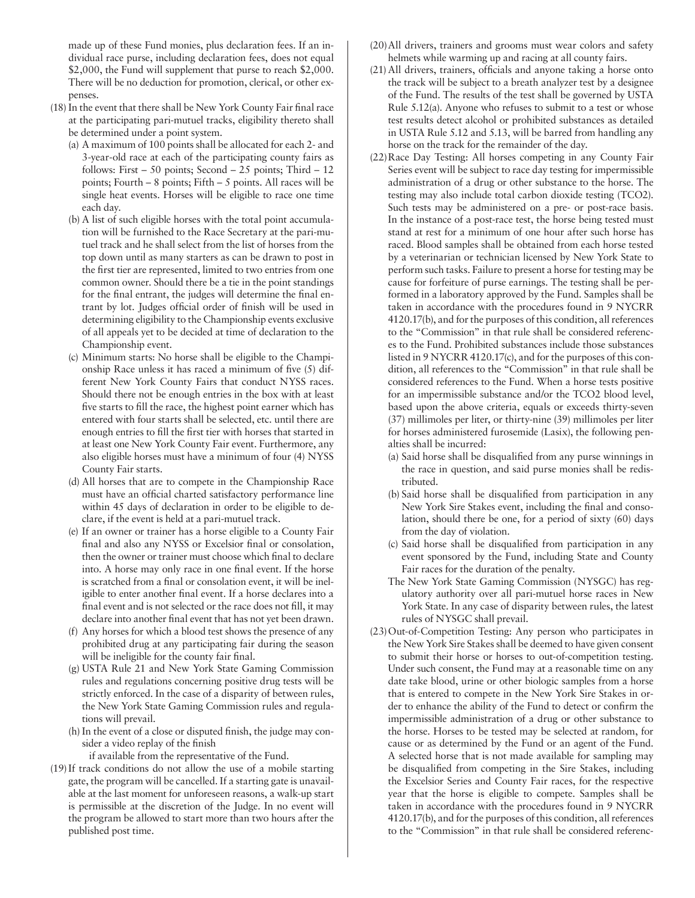made up of these Fund monies, plus declaration fees. If an individual race purse, including declaration fees, does not equal $2,000, the Fund will supplement that purse to reach $2,000. There will be no deduction for promotion, clerical, or other expenses.

(18) In the event that there shall be New York County Fair final race at the participating pari-mutuel tracks, eligibility thereto shall be determined under a point system.

(a) A maximum of 100 points shall be allocated for each 2- and 3-year-old race at each of the participating county fairs as follows: First – 50 points; Second – 25 points; Third – 12 points; Fourth – 8 points; Fifth – 5 points. All races will be single heat events. Horses will be eligible to race one time each day.

(b) A list of such eligible horses with the total point accumulation will be furnished to the Race Secretary at the pari-mutuel track and he shall select from the list of horses from the top down until as many starters as can be drawn to post in the first tier are represented, limited to two entries from one common owner. Should there be a tie in the point standings for the final entrant, the judges will determine the final entrant by lot. Judges official order of finish will be used in determining eligibility to the Championship events exclusive of all appeals yet to be decided at time of declaration to the Championship event.

(c) Minimum starts: No horse shall be eligible to the Championship Race unless it has raced a minimum of five (5) different New York County Fairs that conduct NYSS races. Should there not be enough entries in the box with at least five starts to fill the race, the highest point earner which has entered with four starts shall be selected, etc. until there are enough entries to fill the first tier with horses that started in at least one New York County Fair event. Furthermore, any also eligible horses must have a minimum of four (4) NYSS County Fair starts.

(d) All horses that are to compete in the Championship Race must have an official charted satisfactory performance line within 45 days of declaration in order to be eligible to declare, if the event is held at a pari-mutuel track.

(e) If an owner or trainer has a horse eligible to a County Fair final and also any NYSS or Excelsior final or consolation, then the owner or trainer must choose which final to declare into. A horse may only race in one final event. If the horse is scratched from a final or consolation event, it will be ineligible to enter another final event. If a horse declares into a final event and is not selected or the race does not fill, it may declare into another final event that has not yet been drawn.

(f) Any horses for which a blood test shows the presence of any prohibited drug at any participating fair during the season will be ineligible for the county fair final.

(g) USTA Rule 21 and New York State Gaming Commission rules and regulations concerning positive drug tests will be strictly enforced. In the case of a disparity of between rules, the New York State Gaming Commission rules and regulations will prevail.

(h) In the event of a close or disputed finish, the judge may consider a video replay of the finish if available from the representative of the Fund.

(19) If track conditions do not allow the use of a mobile starting gate, the program will be cancelled. If a starting gate is unavailable at the last moment for unforeseen reasons, a walk-up start is permissible at the discretion of the Judge. In no event will the program be allowed to start more than two hours after the published post time.

(20) All drivers, trainers and grooms must wear colors and safety helmets while warming up and racing at all county fairs.

(21) All drivers, trainers, officials and anyone taking a horse onto the track will be subject to a breath analyzer test by a designee of the Fund. The results of the test shall be governed by USTA Rule 5.12(a). Anyone who refuses to submit to a test or whose test results detect alcohol or prohibited substances as detailed in USTA Rule 5.12 and 5.13, will be barred from handling any horse on the track for the remainder of the day.

(22) Race Day Testing: All horses competing in any County Fair Series event will be subject to race day testing for impermissible administration of a drug or other substance to the horse. The testing may also include total carbon dioxide testing (TCO2). Such tests may be administered on a pre- or post-race basis. In the instance of a post-race test, the horse being tested must stand at rest for a minimum of one hour after such horse has raced. Blood samples shall be obtained from each horse tested by a veterinarian or technician licensed by New York State to perform such tasks. Failure to present a horse for testing may be cause for forfeiture of purse earnings. The testing shall be performed in a laboratory approved by the Fund. Samples shall be taken in accordance with the procedures found in 9 NYCRR 4120.17(b), and for the purposes of this condition, all references to the "Commission" in that rule shall be considered references to the Fund. Prohibited substances include those substances listed in 9 NYCRR 4120.17(c), and for the purposes of this condition, all references to the "Commission" in that rule shall be considered references to the Fund. When a horse tests positive for an impermissible substance and/or the TCO2 blood level, based upon the above criteria, equals or exceeds thirty-seven (37) millimoles per liter, or thirty-nine (39) millimoles per liter for horses administered furosemide (Lasix), the following penalties shall be incurred:

(a) Said horse shall be disqualified from any purse winnings in the race in question, and said purse monies shall be redistributed.

(b) Said horse shall be disqualified from participation in any New York Sire Stakes event, including the final and consolation, should there be one, for a period of sixty (60) days from the day of violation.

(c) Said horse shall be disqualified from participation in any event sponsored by the Fund, including State and County Fair races for the duration of the penalty.

The New York State Gaming Commission (NYSGC) has regulatory authority over all pari-mutuel horse races in New York State. In any case of disparity between rules, the latest rules of NYSGC shall prevail.

(23) Out-of-Competition Testing: Any person who participates in the New York Sire Stakes shall be deemed to have given consent to submit their horse or horses to out-of-competition testing. Under such consent, the Fund may at a reasonable time on any date take blood, urine or other biologic samples from a horse that is entered to compete in the New York Sire Stakes in order to enhance the ability of the Fund to detect or confirm the impermissible administration of a drug or other substance to the horse. Horses to be tested may be selected at random, for cause or as determined by the Fund or an agent of the Fund. A selected horse that is not made available for sampling may be disqualified from competing in the Sire Stakes, including the Excelsior Series and County Fair races, for the respective year that the horse is eligible to compete. Samples shall be taken in accordance with the procedures found in 9 NYCRR 4120.17(b), and for the purposes of this condition, all references to the "Commission" in that rule shall be considered referenc-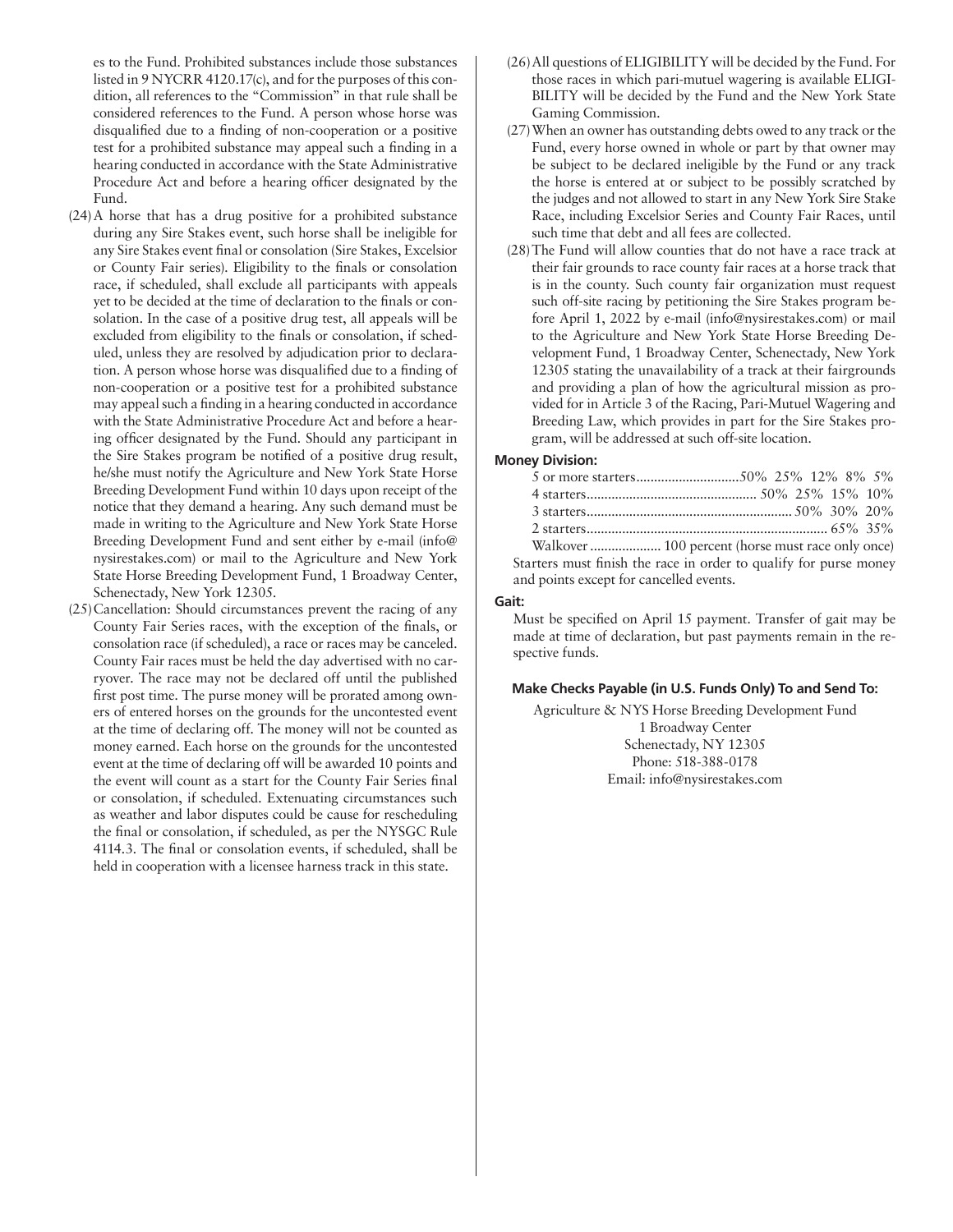es to the Fund. Prohibited substances include those substances listed in 9 NYCRR 4120.17(c), and for the purposes of this condition, all references to the "Commission" in that rule shall be considered references to the Fund. A person whose horse was disqualified due to a finding of non-cooperation or a positive test for a prohibited substance may appeal such a finding in a hearing conducted in accordance with the State Administrative Procedure Act and before a hearing officer designated by the Fund.

(24) A horse that has a drug positive for a prohibited substance during any Sire Stakes event, such horse shall be ineligible for any Sire Stakes event final or consolation (Sire Stakes, Excelsior or County Fair series). Eligibility to the finals or consolation race, if scheduled, shall exclude all participants with appeals yet to be decided at the time of declaration to the finals or consolation. In the case of a positive drug test, all appeals will be excluded from eligibility to the finals or consolation, if scheduled, unless they are resolved by adjudication prior to declaration. A person whose horse was disqualified due to a finding of non-cooperation or a positive test for a prohibited substance may appeal such a finding in a hearing conducted in accordance with the State Administrative Procedure Act and before a hearing officer designated by the Fund. Should any participant in the Sire Stakes program be notified of a positive drug result, he/she must notify the Agriculture and New York State Horse Breeding Development Fund within 10 days upon receipt of the notice that they demand a hearing. Any such demand must be made in writing to the Agriculture and New York State Horse Breeding Development Fund and sent either by e-mail (info@nysirestakes.com) or mail to the Agriculture and New York State Horse Breeding Development Fund, 1 Broadway Center, Schenectady, New York 12305.

(25) Cancellation: Should circumstances prevent the racing of any County Fair Series races, with the exception of the finals, or consolation race (if scheduled), a race or races may be canceled. County Fair races must be held the day advertised with no carryover. The race may not be declared off until the published first post time. The purse money will be prorated among owners of entered horses on the grounds for the uncontested event at the time of declaring off. The money will not be counted as money earned. Each horse on the grounds for the uncontested event at the time of declaring off will be awarded 10 points and the event will count as a start for the County Fair Series final or consolation, if scheduled. Extenuating circumstances such as weather and labor disputes could be cause for rescheduling the final or consolation, if scheduled, as per the NYSGC Rule 4114.3. The final or consolation events, if scheduled, shall be held in cooperation with a licensee harness track in this state.

(26) All questions of ELIGIBILITY will be decided by the Fund. For those races in which pari-mutuel wagering is available ELIGIBILITY will be decided by the Fund and the New York State Gaming Commission.

(27) When an owner has outstanding debts owed to any track or the Fund, every horse owned in whole or part by that owner may be subject to be declared ineligible by the Fund or any track the horse is entered at or subject to be possibly scratched by the judges and not allowed to start in any New York Sire Stake Race, including Excelsior Series and County Fair Races, until such time that debt and all fees are collected.

(28) The Fund will allow counties that do not have a race track at their fair grounds to race county fair races at a horse track that is in the county. Such county fair organization must request such off-site racing by petitioning the Sire Stakes program before April 1, 2022 by e-mail (info@nysirestakes.com) or mail to the Agriculture and New York State Horse Breeding Development Fund, 1 Broadway Center, Schenectady, New York 12305 stating the unavailability of a track at their fairgrounds and providing a plan of how the agricultural mission as provided for in Article 3 of the Racing, Pari-Mutuel Wagering and Breeding Law, which provides in part for the Sire Stakes program, will be addressed at such off-site location.

**Money Division:**

5 or more starters............................50% 25% 12% 8% 5%
4 starters............................................... 50% 25% 15% 10%
3 starters......................................................... 50% 30% 20%
2 starters.................................................................. 65% 35%
Walkover .................... 100 percent (horse must race only once)

Starters must finish the race in order to qualify for purse money and points except for cancelled events.

**Gait:**

Must be specified on April 15 payment. Transfer of gait may be made at time of declaration, but past payments remain in the respective funds.

**Make Checks Payable (in U.S. Funds Only) To and Send To:**

Agriculture & NYS Horse Breeding Development Fund
1 Broadway Center
Schenectady, NY 12305
Phone: 518-388-0178
Email: info@nysirestakes.com